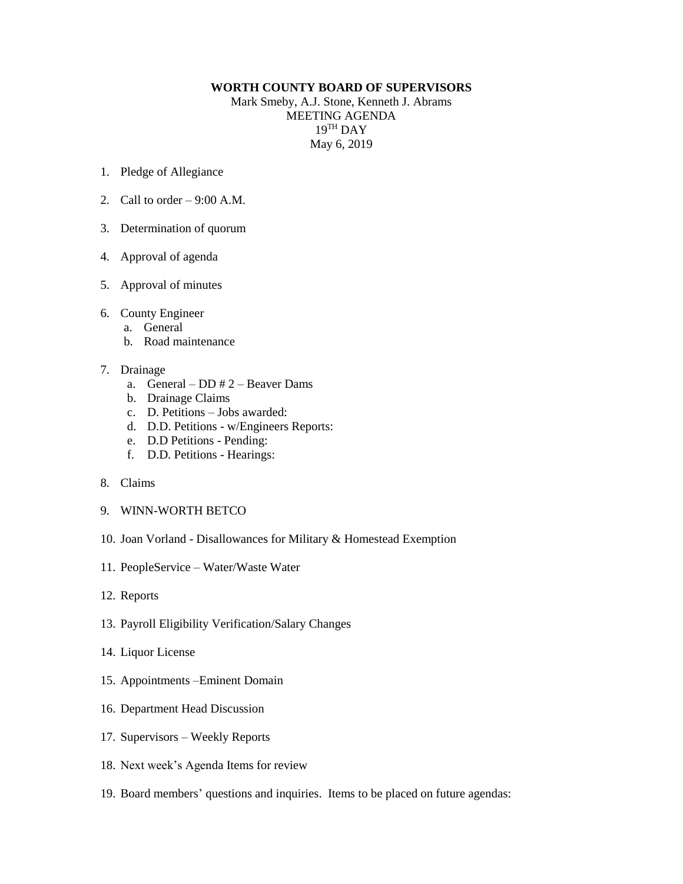**WORTH COUNTY BOARD OF SUPERVISORS**

Mark Smeby, A.J. Stone, Kenneth J. Abrams

MEETING AGENDA

19TH DAY

May 6, 2019

1. Pledge of Allegiance

2. Call to order – 9:00 A.M.

3. Determination of quorum

4. Approval of agenda

5. Approval of minutes

6. County Engineer
   a. General
   b. Road maintenance

7. Drainage
   a. General – DD # 2 – Beaver Dams
   b. Drainage Claims
   c. D. Petitions – Jobs awarded:
   d. D.D. Petitions - w/Engineers Reports:
   e. D.D Petitions - Pending:
   f. D.D. Petitions - Hearings:

8. Claims

9. WINN-WORTH BETCO

10. Joan Vorland - Disallowances for Military & Homestead Exemption

11. PeopleService – Water/Waste Water

12. Reports

13. Payroll Eligibility Verification/Salary Changes

14. Liquor License

15. Appointments –Eminent Domain

16. Department Head Discussion

17. Supervisors – Weekly Reports

18. Next week's Agenda Items for review

19. Board members' questions and inquiries. Items to be placed on future agendas: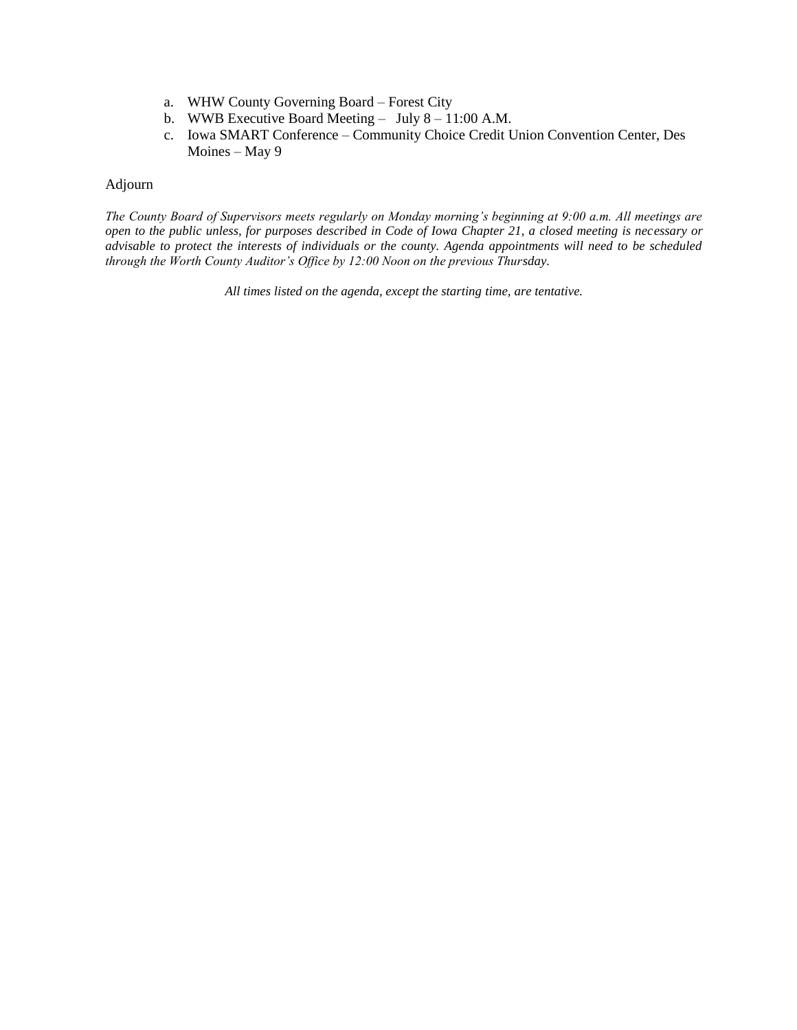a. WHW County Governing Board – Forest City
b. WWB Executive Board Meeting – July 8 – 11:00 A.M.
c. Iowa SMART Conference – Community Choice Credit Union Convention Center, Des Moines – May 9

Adjourn

*The County Board of Supervisors meets regularly on Monday morning's beginning at 9:00 a.m. All meetings are open to the public unless, for purposes described in Code of Iowa Chapter 21, a closed meeting is necessary or advisable to protect the interests of individuals or the county. Agenda appointments will need to be scheduled through the Worth County Auditor's Office by 12:00 Noon on the previous Thursday.*

*All times listed on the agenda, except the starting time, are tentative.*